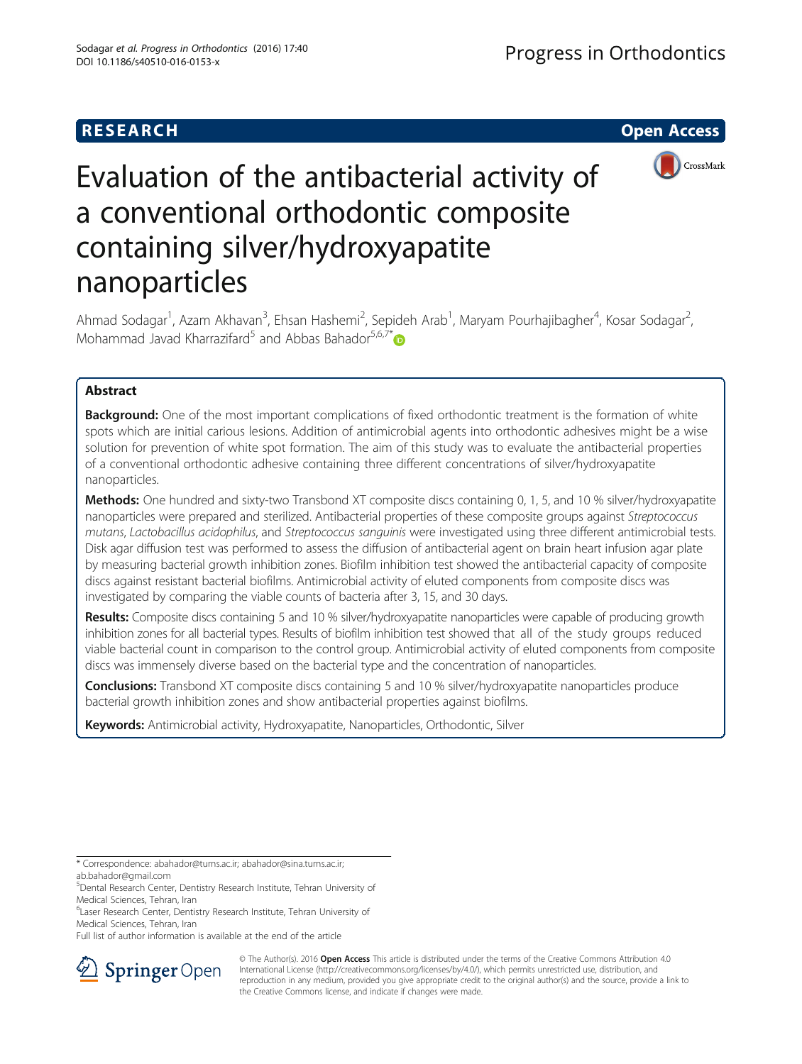RESEARCH Open Access

# Evaluation of the antibacterial activity of a conventional orthodontic composite containing silver/hydroxyapatite nanoparticles

Ahmad Sodagar[1], Azam Akhavan[3], Ehsan Hashemi[2], Sepideh Arab[1], Maryam Pourhajibagher[4], Kosar Sodagar[2], Mohammad Javad Kharrazifard[5] and Abbas Bahador[5,6,7*]

## Abstract

**Background:** One of the most important complications of fixed orthodontic treatment is the formation of white spots which are initial carious lesions. Addition of antimicrobial agents into orthodontic adhesives might be a wise solution for prevention of white spot formation. The aim of this study was to evaluate the antibacterial properties of a conventional orthodontic adhesive containing three different concentrations of silver/hydroxyapatite nanoparticles.

**Methods:** One hundred and sixty-two Transbond XT composite discs containing 0, 1, 5, and 10 % silver/hydroxyapatite nanoparticles were prepared and sterilized. Antibacterial properties of these composite groups against *Streptococcus mutans*, *Lactobacillus acidophilus*, and *Streptococcus sanguinis* were investigated using three different antimicrobial tests. Disk agar diffusion test was performed to assess the diffusion of antibacterial agent on brain heart infusion agar plate by measuring bacterial growth inhibition zones. Biofilm inhibition test showed the antibacterial capacity of composite discs against resistant bacterial biofilms. Antimicrobial activity of eluted components from composite discs was investigated by comparing the viable counts of bacteria after 3, 15, and 30 days.

**Results:** Composite discs containing 5 and 10 % silver/hydroxyapatite nanoparticles were capable of producing growth inhibition zones for all bacterial types. Results of biofilm inhibition test showed that all of the study groups reduced viable bacterial count in comparison to the control group. Antimicrobial activity of eluted components from composite discs was immensely diverse based on the bacterial type and the concentration of nanoparticles.

**Conclusions:** Transbond XT composite discs containing 5 and 10 % silver/hydroxyapatite nanoparticles produce bacterial growth inhibition zones and show antibacterial properties against biofilms.

**Keywords:** Antimicrobial activity, Hydroxyapatite, Nanoparticles, Orthodontic, Silver

\* Correspondence: abahador@tums.ac.ir; abahador@sina.tums.ac.ir; ab.bahador@gmail.com

[5] Dental Research Center, Dentistry Research Institute, Tehran University of Medical Sciences, Tehran, Iran

[6] Laser Research Center, Dentistry Research Institute, Tehran University of Medical Sciences, Tehran, Iran

Full list of author information is available at the end of the article

© The Author(s). 2016 **Open Access** This article is distributed under the terms of the Creative Commons Attribution 4.0 International License (http://creativecommons.org/licenses/by/4.0/), which permits unrestricted use, distribution, and reproduction in any medium, provided you give appropriate credit to the original author(s) and the source, provide a link to the Creative Commons license, and indicate if changes were made.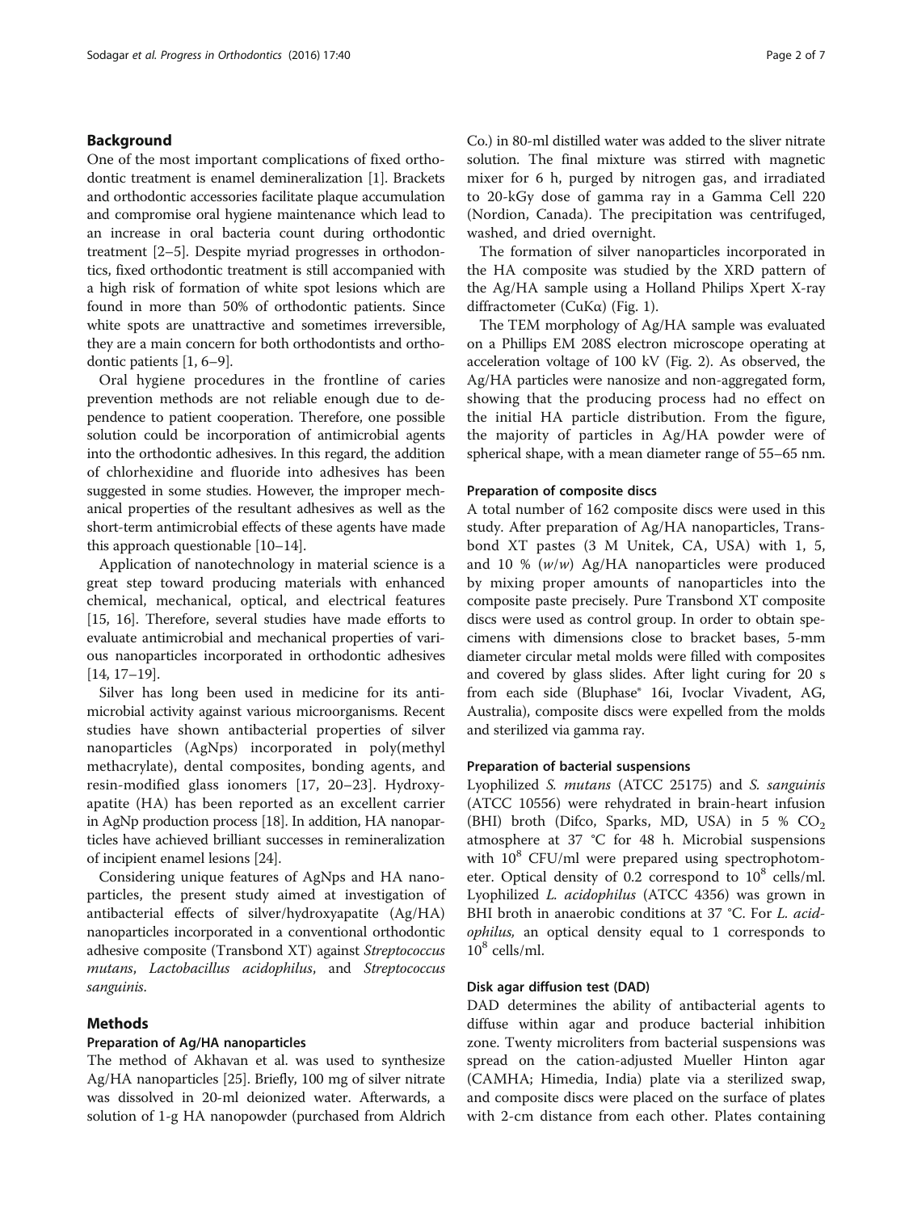## Background

One of the most important complications of fixed orthodontic treatment is enamel demineralization [1]. Brackets and orthodontic accessories facilitate plaque accumulation and compromise oral hygiene maintenance which lead to an increase in oral bacteria count during orthodontic treatment [2–5]. Despite myriad progresses in orthodontics, fixed orthodontic treatment is still accompanied with a high risk of formation of white spot lesions which are found in more than 50% of orthodontic patients. Since white spots are unattractive and sometimes irreversible, they are a main concern for both orthodontists and orthodontic patients [1, 6–9].

Oral hygiene procedures in the frontline of caries prevention methods are not reliable enough due to dependence to patient cooperation. Therefore, one possible solution could be incorporation of antimicrobial agents into the orthodontic adhesives. In this regard, the addition of chlorhexidine and fluoride into adhesives has been suggested in some studies. However, the improper mechanical properties of the resultant adhesives as well as the short-term antimicrobial effects of these agents have made this approach questionable [10–14].

Application of nanotechnology in material science is a great step toward producing materials with enhanced chemical, mechanical, optical, and electrical features [15, 16]. Therefore, several studies have made efforts to evaluate antimicrobial and mechanical properties of various nanoparticles incorporated in orthodontic adhesives [14, 17–19].

Silver has long been used in medicine for its antimicrobial activity against various microorganisms. Recent studies have shown antibacterial properties of silver nanoparticles (AgNps) incorporated in poly(methyl methacrylate), dental composites, bonding agents, and resin-modified glass ionomers [17, 20–23]. Hydroxyapatite (HA) has been reported as an excellent carrier in AgNp production process [18]. In addition, HA nanoparticles have achieved brilliant successes in remineralization of incipient enamel lesions [24].

Considering unique features of AgNps and HA nanoparticles, the present study aimed at investigation of antibacterial effects of silver/hydroxyapatite (Ag/HA) nanoparticles incorporated in a conventional orthodontic adhesive composite (Transbond XT) against *Streptococcus mutans*, *Lactobacillus acidophilus*, and *Streptococcus sanguinis*.

## Methods

### Preparation of Ag/HA nanoparticles

The method of Akhavan et al. was used to synthesize Ag/HA nanoparticles [25]. Briefly, 100 mg of silver nitrate was dissolved in 20-ml deionized water. Afterwards, a solution of 1-g HA nanopowder (purchased from Aldrich Co.) in 80-ml distilled water was added to the sliver nitrate solution. The final mixture was stirred with magnetic mixer for 6 h, purged by nitrogen gas, and irradiated to 20-kGy dose of gamma ray in a Gamma Cell 220 (Nordion, Canada). The precipitation was centrifuged, washed, and dried overnight.

The formation of silver nanoparticles incorporated in the HA composite was studied by the XRD pattern of the Ag/HA sample using a Holland Philips Xpert X-ray diffractometer (CuKα) (Fig. 1).

The TEM morphology of Ag/HA sample was evaluated on a Phillips EM 208S electron microscope operating at acceleration voltage of 100 kV (Fig. 2). As observed, the Ag/HA particles were nanosize and non-aggregated form, showing that the producing process had no effect on the initial HA particle distribution. From the figure, the majority of particles in Ag/HA powder were of spherical shape, with a mean diameter range of 55–65 nm.

### Preparation of composite discs

A total number of 162 composite discs were used in this study. After preparation of Ag/HA nanoparticles, Transbond XT pastes (3 M Unitek, CA, USA) with 1, 5, and 10 % (*w/w*) Ag/HA nanoparticles were produced by mixing proper amounts of nanoparticles into the composite paste precisely. Pure Transbond XT composite discs were used as control group. In order to obtain specimens with dimensions close to bracket bases, 5-mm diameter circular metal molds were filled with composites and covered by glass slides. After light curing for 20 s from each side (Bluphase® 16i, Ivoclar Vivadent, AG, Australia), composite discs were expelled from the molds and sterilized via gamma ray.

### Preparation of bacterial suspensions

Lyophilized *S. mutans* (ATCC 25175) and *S. sanguinis* (ATCC 10556) were rehydrated in brain-heart infusion (BHI) broth (Difco, Sparks, MD, USA) in 5 % $CO_2$ atmosphere at 37 °C for 48 h. Microbial suspensions with $10^8$ CFU/ml were prepared using spectrophotometer. Optical density of 0.2 correspond to $10^8$ cells/ml. Lyophilized *L. acidophilus* (ATCC 4356) was grown in BHI broth in anaerobic conditions at 37 °C. For *L. acidophilus*, an optical density equal to 1 corresponds to $10^8$ cells/ml.

### Disk agar diffusion test (DAD)

DAD determines the ability of antibacterial agents to diffuse within agar and produce bacterial inhibition zone. Twenty microliters from bacterial suspensions was spread on the cation-adjusted Mueller Hinton agar (CAMHA; Himedia, India) plate via a sterilized swap, and composite discs were placed on the surface of plates with 2-cm distance from each other. Plates containing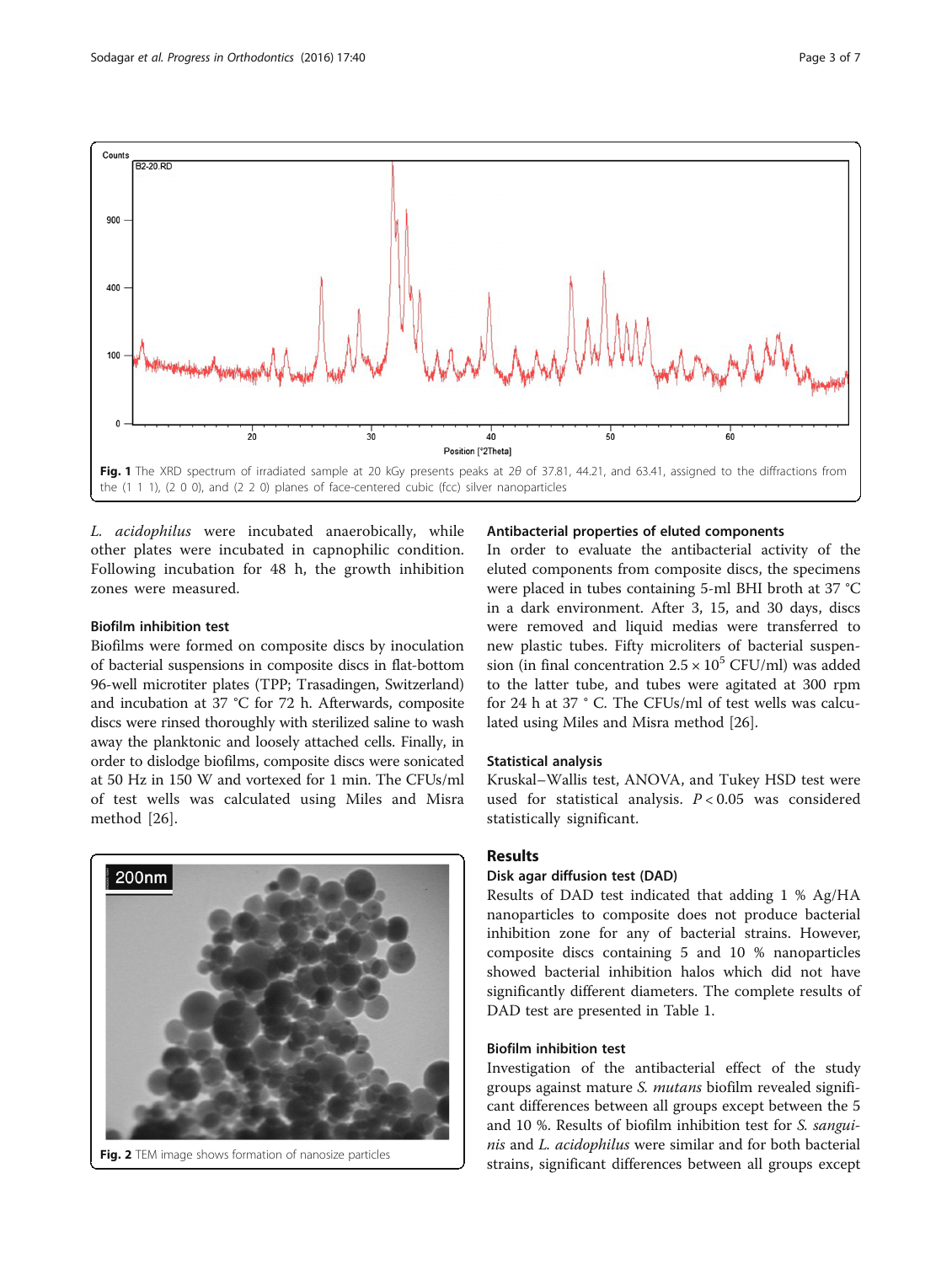Fig. 1 The XRD spectrum of irradiated sample at 20 kGy presents peaks at 2$\theta$ of 37.81, 44.21, and 63.41, assigned to the diffractions from the (1 1 1), (2 0 0), and (2 2 0) planes of face-centered cubic (fcc) silver nanoparticles

*L. acidophilus* were incubated anaerobically, while other plates were incubated in capnophilic condition. Following incubation for 48 h, the growth inhibition zones were measured.

### Biofilm inhibition test

Biofilms were formed on composite discs by inoculation of bacterial suspensions in composite discs in flat-bottom 96-well microtiter plates (TPP; Trasadingen, Switzerland) and incubation at 37 °C for 72 h. Afterwards, composite discs were rinsed thoroughly with sterilized saline to wash away the planktonic and loosely attached cells. Finally, in order to dislodge biofilms, composite discs were sonicated at 50 Hz in 150 W and vortexed for 1 min. The CFUs/ml of test wells was calculated using Miles and Misra method [26].

Fig. 2 TEM image shows formation of nanosize particles

### Antibacterial properties of eluted components

In order to evaluate the antibacterial activity of the eluted components from composite discs, the specimens were placed in tubes containing 5-ml BHI broth at 37 °C in a dark environment. After 3, 15, and 30 days, discs were removed and liquid medias were transferred to new plastic tubes. Fifty microliters of bacterial suspension (in final concentration $2.5 \times 10^5$ CFU/ml) was added to the latter tube, and tubes were agitated at 300 rpm for 24 h at 37 ° C. The CFUs/ml of test wells was calculated using Miles and Misra method [26].

### Statistical analysis

Kruskal–Wallis test, ANOVA, and Tukey HSD test were used for statistical analysis. $P < 0.05$ was considered statistically significant.

## Results

### Disk agar diffusion test (DAD)

Results of DAD test indicated that adding 1 % Ag/HA nanoparticles to composite does not produce bacterial inhibition zone for any of bacterial strains. However, composite discs containing 5 and 10 % nanoparticles showed bacterial inhibition halos which did not have significantly different diameters. The complete results of DAD test are presented in Table 1.

### Biofilm inhibition test

Investigation of the antibacterial effect of the study groups against mature *S. mutans* biofilm revealed significant differences between all groups except between the 5 and 10 %. Results of biofilm inhibition test for *S. sanguinis* and *L. acidophilus* were similar and for both bacterial strains, significant differences between all groups except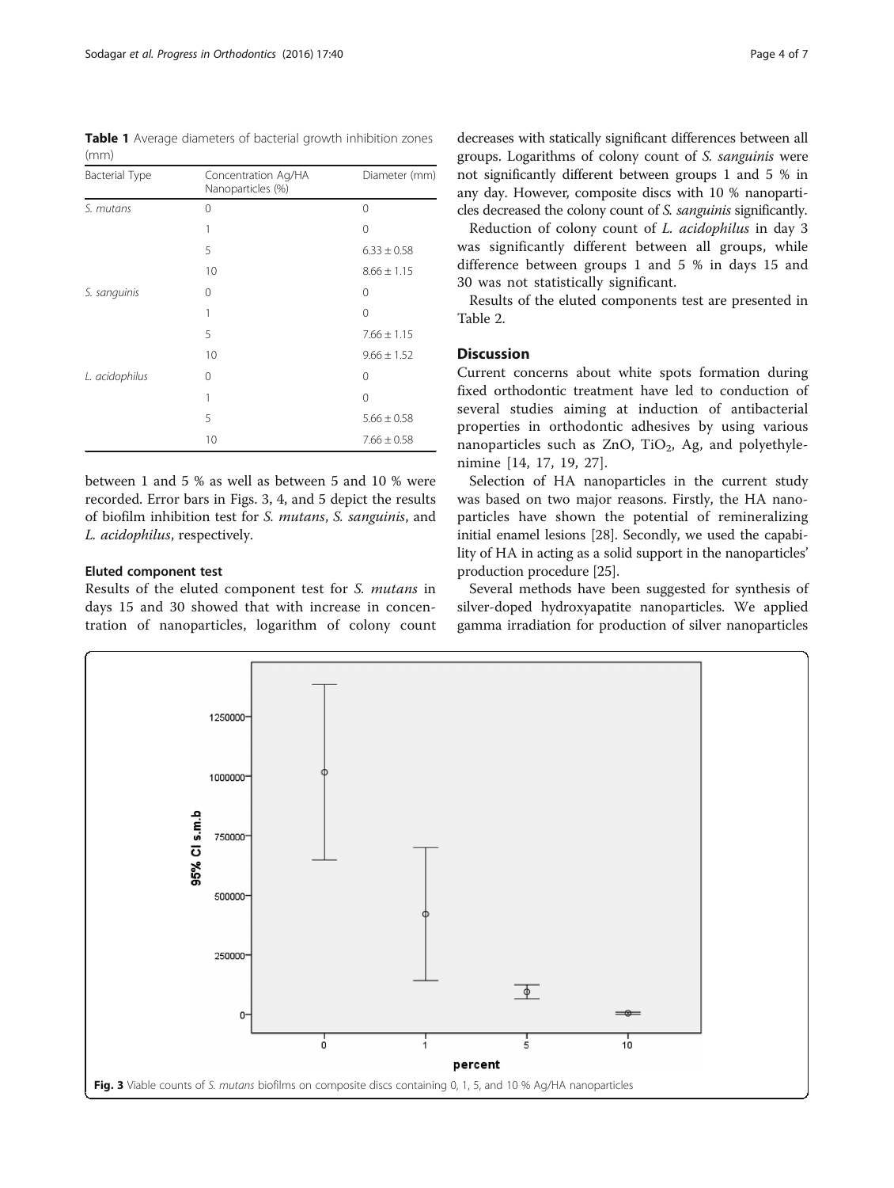**Table 1** Average diameters of bacterial growth inhibition zones (mm)

| Bacterial Type | Concentration Ag/HA Nanoparticles (%) | Diameter (mm) |
|---|---|---|
| *S. mutans* | 0 | 0 |
| | 1 | 0 |
| | 5 | 6.33 ± 0.58 |
| | 10 | 8.66 ± 1.15 |
| *S. sanguinis* | 0 | 0 |
| | 1 | 0 |
| | 5 | 7.66 ± 1.15 |
| | 10 | 9.66 ± 1.52 |
| *L. acidophilus* | 0 | 0 |
| | 1 | 0 |
| | 5 | 5.66 ± 0.58 |
| | 10 | 7.66 ± 0.58 |

between 1 and 5 % as well as between 5 and 10 % were recorded. Error bars in Figs. 3, 4, and 5 depict the results of biofilm inhibition test for *S. mutans*, *S. sanguinis*, and *L. acidophilus*, respectively.

### Eluted component test

Results of the eluted component test for *S. mutans* in days 15 and 30 showed that with increase in concentration of nanoparticles, logarithm of colony count decreases with statically significant differences between all groups. Logarithms of colony count of *S. sanguinis* were not significantly different between groups 1 and 5 % in any day. However, composite discs with 10 % nanoparticles decreased the colony count of *S. sanguinis* significantly.

Reduction of colony count of *L. acidophilus* in day 3 was significantly different between all groups, while difference between groups 1 and 5 % in days 15 and 30 was not statistically significant.

Results of the eluted components test are presented in Table 2.

## Discussion

Current concerns about white spots formation during fixed orthodontic treatment have led to conduction of several studies aiming at induction of antibacterial properties in orthodontic adhesives by using various nanoparticles such as ZnO, $TiO_2$, Ag, and polyethylenimine [14, 17, 19, 27].

Selection of HA nanoparticles in the current study was based on two major reasons. Firstly, the HA nanoparticles have shown the potential of remineralizing initial enamel lesions [28]. Secondly, we used the capability of HA in acting as a solid support in the nanoparticles' production procedure [25].

Several methods have been suggested for synthesis of silver-doped hydroxyapatite nanoparticles. We applied gamma irradiation for production of silver nanoparticles

**Fig. 3** Viable counts of *S. mutans* biofilms on composite discs containing 0, 1, 5, and 10 % Ag/HA nanoparticles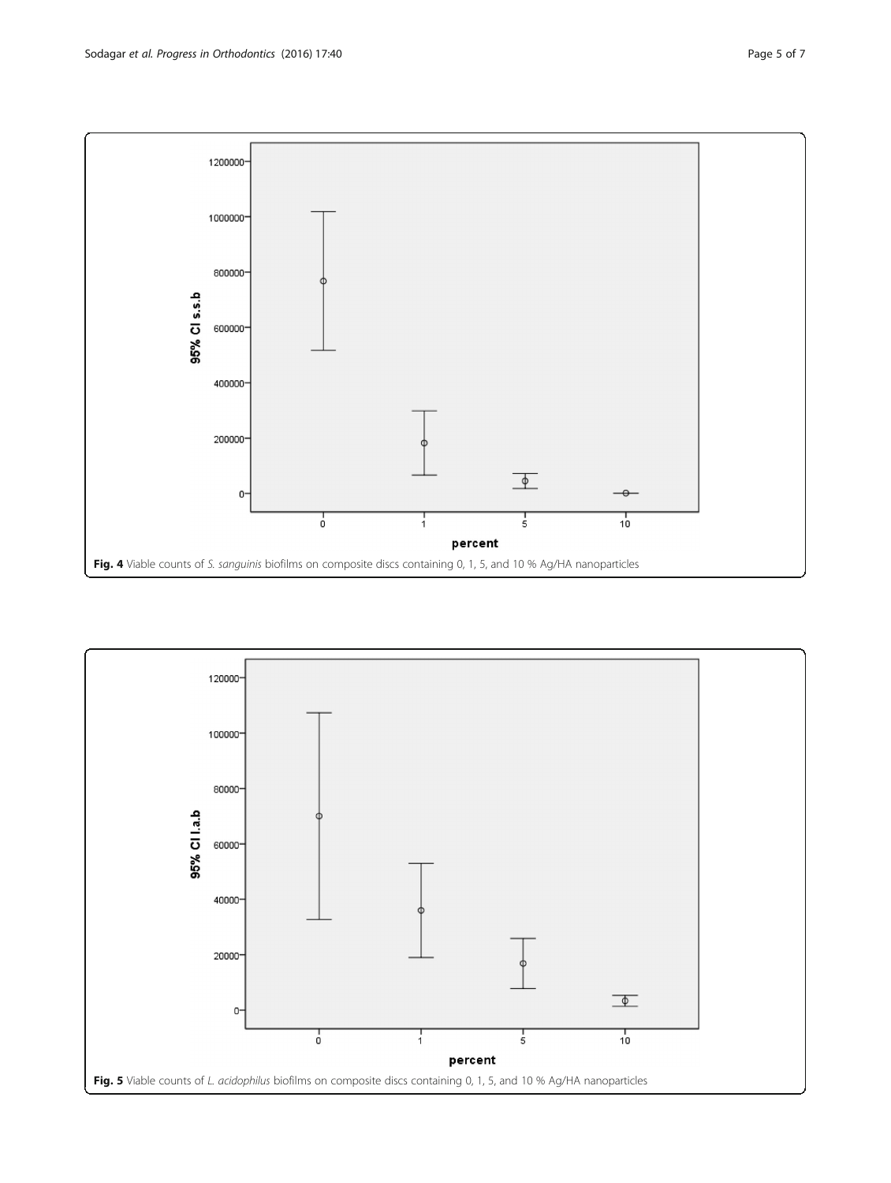**Fig. 4** Viable counts of *S. sanguinis* biofilms on composite discs containing 0, 1, 5, and 10 % Ag/HA nanoparticles

**Fig. 5** Viable counts of *L. acidophilus* biofilms on composite discs containing 0, 1, 5, and 10 % Ag/HA nanoparticles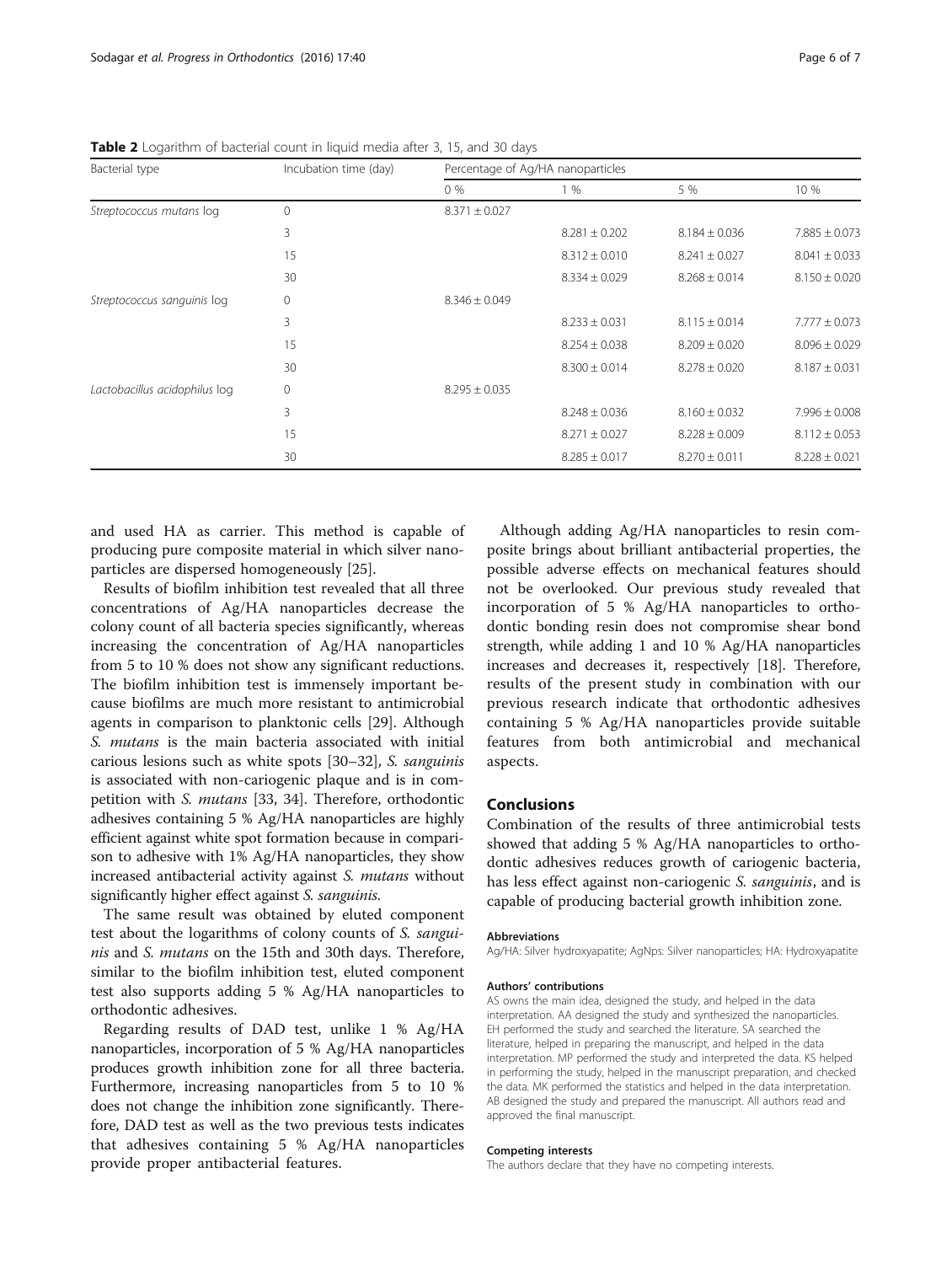**Table 2** Logarithm of bacterial count in liquid media after 3, 15, and 30 days

| Bacterial type | Incubation time (day) | Percentage of Ag/HA nanoparticles | | | |
|---|---|---|---|---|---|
| | | 0 % | 1 % | 5 % | 10 % |
| *Streptococcus mutans* log | 0 | 8.371 ± 0.027 | | | |
| | 3 | | 8.281 ± 0.202 | 8.184 ± 0.036 | 7.885 ± 0.073 |
| | 15 | | 8.312 ± 0.010 | 8.241 ± 0.027 | 8.041 ± 0.033 |
| | 30 | | 8.334 ± 0.029 | 8.268 ± 0.014 | 8.150 ± 0.020 |
| *Streptococcus sanguinis* log | 0 | 8.346 ± 0.049 | | | |
| | 3 | | 8.233 ± 0.031 | 8.115 ± 0.014 | 7.777 ± 0.073 |
| | 15 | | 8.254 ± 0.038 | 8.209 ± 0.020 | 8.096 ± 0.029 |
| | 30 | | 8.300 ± 0.014 | 8.278 ± 0.020 | 8.187 ± 0.031 |
| *Lactobacillus acidophilus* log | 0 | 8.295 ± 0.035 | | | |
| | 3 | | 8.248 ± 0.036 | 8.160 ± 0.032 | 7.996 ± 0.008 |
| | 15 | | 8.271 ± 0.027 | 8.228 ± 0.009 | 8.112 ± 0.053 |
| | 30 | | 8.285 ± 0.017 | 8.270 ± 0.011 | 8.228 ± 0.021 |

and used HA as carrier. This method is capable of producing pure composite material in which silver nanoparticles are dispersed homogeneously [25].

Results of biofilm inhibition test revealed that all three concentrations of Ag/HA nanoparticles decrease the colony count of all bacteria species significantly, whereas increasing the concentration of Ag/HA nanoparticles from 5 to 10 % does not show any significant reductions. The biofilm inhibition test is immensely important because biofilms are much more resistant to antimicrobial agents in comparison to planktonic cells [29]. Although *S. mutans* is the main bacteria associated with initial carious lesions such as white spots [30–32], *S. sanguinis* is associated with non-cariogenic plaque and is in competition with *S. mutans* [33, 34]. Therefore, orthodontic adhesives containing 5 % Ag/HA nanoparticles are highly efficient against white spot formation because in comparison to adhesive with 1% Ag/HA nanoparticles, they show increased antibacterial activity against *S. mutans* without significantly higher effect against *S. sanguinis*.

The same result was obtained by eluted component test about the logarithms of colony counts of *S. sanguinis* and *S. mutans* on the 15th and 30th days. Therefore, similar to the biofilm inhibition test, eluted component test also supports adding 5 % Ag/HA nanoparticles to orthodontic adhesives.

Regarding results of DAD test, unlike 1 % Ag/HA nanoparticles, incorporation of 5 % Ag/HA nanoparticles produces growth inhibition zone for all three bacteria. Furthermore, increasing nanoparticles from 5 to 10 % does not change the inhibition zone significantly. Therefore, DAD test as well as the two previous tests indicates that adhesives containing 5 % Ag/HA nanoparticles provide proper antibacterial features.

Although adding Ag/HA nanoparticles to resin composite brings about brilliant antibacterial properties, the possible adverse effects on mechanical features should not be overlooked. Our previous study revealed that incorporation of 5 % Ag/HA nanoparticles to orthodontic bonding resin does not compromise shear bond strength, while adding 1 and 10 % Ag/HA nanoparticles increases and decreases it, respectively [18]. Therefore, results of the present study in combination with our previous research indicate that orthodontic adhesives containing 5 % Ag/HA nanoparticles provide suitable features from both antimicrobial and mechanical aspects.

## Conclusions

Combination of the results of three antimicrobial tests showed that adding 5 % Ag/HA nanoparticles to orthodontic adhesives reduces growth of cariogenic bacteria, has less effect against non-cariogenic *S. sanguinis*, and is capable of producing bacterial growth inhibition zone.

#### Abbreviations

Ag/HA: Silver hydroxyapatite; AgNps: Silver nanoparticles; HA: Hydroxyapatite

#### Authors' contributions

AS owns the main idea, designed the study, and helped in the data interpretation. AA designed the study and synthesized the nanoparticles. EH performed the study and searched the literature. SA searched the literature, helped in preparing the manuscript, and helped in the data interpretation. MP performed the study and interpreted the data. KS helped in performing the study, helped in the manuscript preparation, and checked the data. MK performed the statistics and helped in the data interpretation. AB designed the study and prepared the manuscript. All authors read and approved the final manuscript.

#### Competing interests

The authors declare that they have no competing interests.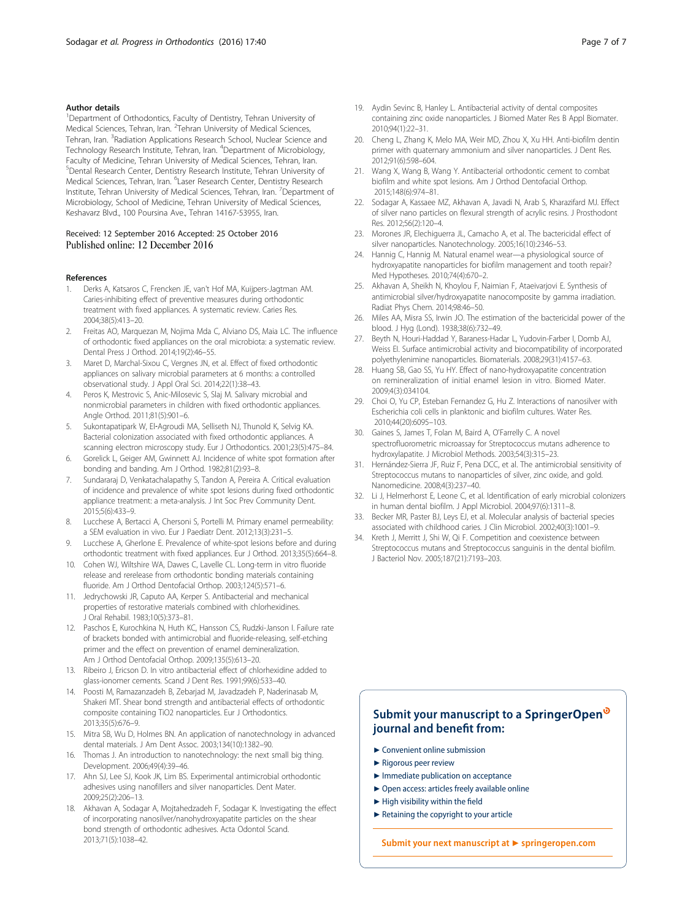#### Author details

[1]Department of Orthodontics, Faculty of Dentistry, Tehran University of Medical Sciences, Tehran, Iran. [2]Tehran University of Medical Sciences, Tehran, Iran. [3]Radiation Applications Research School, Nuclear Science and Technology Research Institute, Tehran, Iran. [4]Department of Microbiology, Faculty of Medicine, Tehran University of Medical Sciences, Tehran, Iran. [5]Dental Research Center, Dentistry Research Institute, Tehran University of Medical Sciences, Tehran, Iran. [6]Laser Research Center, Dentistry Research Institute, Tehran University of Medical Sciences, Tehran, Iran. [7]Department of Microbiology, School of Medicine, Tehran University of Medical Sciences, Keshavarz Blvd., 100 Poursina Ave., Tehran 14167-53955, Iran.

Received: 12 September 2016 Accepted: 25 October 2016
Published online: 12 December 2016

#### References

1. Derks A, Katsaros C, Frencken JE, van't Hof MA, Kuijpers-Jagtman AM. Caries-inhibiting effect of preventive measures during orthodontic treatment with fixed appliances. A systematic review. Caries Res. 2004;38(5):413–20.
2. Freitas AO, Marquezan M, Nojima Mda C, Alviano DS, Maia LC. The influence of orthodontic fixed appliances on the oral microbiota: a systematic review. Dental Press J Orthod. 2014;19(2):46–55.
3. Maret D, Marchal-Sixou C, Vergnes JN, et al. Effect of fixed orthodontic appliances on salivary microbial parameters at 6 months: a controlled observational study. J Appl Oral Sci. 2014;22(1):38–43.
4. Peros K, Mestrovic S, Anic-Milosevic S, Slaj M. Salivary microbial and nonmicrobial parameters in children with fixed orthodontic appliances. Angle Orthod. 2011;81(5):901–6.
5. Sukontapatipark W, El-Agroudi MA, Selliseth NJ, Thunold K, Selvig KA. Bacterial colonization associated with fixed orthodontic appliances. A scanning electron microscopy study. Eur J Orthodontics. 2001;23(5):475–84.
6. Gorelick L, Geiger AM, Gwinnett AJ. Incidence of white spot formation after bonding and banding. Am J Orthod. 1982;81(2):93–8.
7. Sundararaj D, Venkatachalapathy S, Tandon A, Pereira A. Critical evaluation of incidence and prevalence of white spot lesions during fixed orthodontic appliance treatment: a meta-analysis. J Int Soc Prev Community Dent. 2015;5(6):433–9.
8. Lucchese A, Bertacci A, Chersoni S, Portelli M. Primary enamel permeability: a SEM evaluation in vivo. Eur J Paediatr Dent. 2012;13(3):231–5.
9. Lucchese A, Gherlone E. Prevalence of white-spot lesions before and during orthodontic treatment with fixed appliances. Eur J Orthod. 2013;35(5):664–8.
10. Cohen WJ, Wiltshire WA, Dawes C, Lavelle CL. Long-term in vitro fluoride release and rerelease from orthodontic bonding materials containing fluoride. Am J Orthod Dentofacial Orthop. 2003;124(5):571–6.
11. Jedrychowski JR, Caputo AA, Kerper S. Antibacterial and mechanical properties of restorative materials combined with chlorhexidines. J Oral Rehabil. 1983;10(5):373–81.
12. Paschos E, Kurochkina N, Huth KC, Hansson CS, Rudzki-Janson I. Failure rate of brackets bonded with antimicrobial and fluoride-releasing, self-etching primer and the effect on prevention of enamel demineralization. Am J Orthod Dentofacial Orthop. 2009;135(5):613–20.
13. Ribeiro J, Ericson D. In vitro antibacterial effect of chlorhexidine added to glass-ionomer cements. Scand J Dent Res. 1991;99(6):533–40.
14. Poosti M, Ramazanzadeh B, Zebarjad M, Javadzadeh P, Naderinasab M, Shakeri MT. Shear bond strength and antibacterial effects of orthodontic composite containing TiO2 nanoparticles. Eur J Orthodontics. 2013;35(5):676–9.
15. Mitra SB, Wu D, Holmes BN. An application of nanotechnology in advanced dental materials. J Am Dent Assoc. 2003;134(10):1382–90.
16. Thomas J. An introduction to nanotechnology: the next small big thing. Development. 2006;49(4):39–46.
17. Ahn SJ, Lee SJ, Kook JK, Lim BS. Experimental antimicrobial orthodontic adhesives using nanofillers and silver nanoparticles. Dent Mater. 2009;25(2):206–13.
18. Akhavan A, Sodagar A, Mojtahedzadeh F, Sodagar K. Investigating the effect of incorporating nanosilver/nanohydroxyapatite particles on the shear bond strength of orthodontic adhesives. Acta Odontol Scand. 2013;71(5):1038–42.
19. Aydin Sevinc B, Hanley L. Antibacterial activity of dental composites containing zinc oxide nanoparticles. J Biomed Mater Res B Appl Biomater. 2010;94(1):22–31.
20. Cheng L, Zhang K, Melo MA, Weir MD, Zhou X, Xu HH. Anti-biofilm dentin primer with quaternary ammonium and silver nanoparticles. J Dent Res. 2012;91(6):598–604.
21. Wang X, Wang B, Wang Y. Antibacterial orthodontic cement to combat biofilm and white spot lesions. Am J Orthod Dentofacial Orthop. 2015;148(6):974–81.
22. Sodagar A, Kassaee MZ, Akhavan A, Javadi N, Arab S, Kharazifard MJ. Effect of silver nano particles on flexural strength of acrylic resins. J Prosthodont Res. 2012;56(2):120–4.
23. Morones JR, Elechiguerra JL, Camacho A, et al. The bactericidal effect of silver nanoparticles. Nanotechnology. 2005;16(10):2346–53.
24. Hannig C, Hannig M. Natural enamel wear—a physiological source of hydroxyapatite nanoparticles for biofilm management and tooth repair? Med Hypotheses. 2010;74(4):670–2.
25. Akhavan A, Sheikh N, Khoylou F, Naimian F, Ataeivarjovi E. Synthesis of antimicrobial silver/hydroxyapatite nanocomposite by gamma irradiation. Radiat Phys Chem. 2014;98:46–50.
26. Miles AA, Misra SS, Irwin JO. The estimation of the bactericidal power of the blood. J Hyg (Lond). 1938;38(6):732–49.
27. Beyth N, Houri-Haddad Y, Baraness-Hadar L, Yudovin-Farber I, Domb AJ, Weiss EI. Surface antimicrobial activity and biocompatibility of incorporated polyethylenimine nanoparticles. Biomaterials. 2008;29(31):4157–63.
28. Huang SB, Gao SS, Yu HY. Effect of nano-hydroxyapatite concentration on remineralization of initial enamel lesion in vitro. Biomed Mater. 2009;4(3):034104.
29. Choi O, Yu CP, Esteban Fernandez G, Hu Z. Interactions of nanosilver with Escherichia coli cells in planktonic and biofilm cultures. Water Res. 2010;44(20):6095–103.
30. Gaines S, James T, Folan M, Baird A, O'Farrelly C. A novel spectrofluorometric microassay for Streptococcus mutans adherence to hydroxylapatite. J Microbiol Methods. 2003;54(3):315–23.
31. Hernández-Sierra JF, Ruiz F, Pena DCC, et al. The antimicrobial sensitivity of Streptococcus mutans to nanoparticles of silver, zinc oxide, and gold. Nanomedicine. 2008;4(3):237–40.
32. Li J, Helmerhorst E, Leone C, et al. Identification of early microbial colonizers in human dental biofilm. J Appl Microbiol. 2004;97(6):1311–8.
33. Becker MR, Paster BJ, Leys EJ, et al. Molecular analysis of bacterial species associated with childhood caries. J Clin Microbiol. 2002;40(3):1001–9.
34. Kreth J, Merritt J, Shi W, Qi F. Competition and coexistence between Streptococcus mutans and Streptococcus sanguinis in the dental biofilm. J Bacteriol Nov. 2005;187(21):7193–203.

**Submit your manuscript to a SpringerOpen journal and benefit from:**

- ► Convenient online submission
- ► Rigorous peer review
- ► Immediate publication on acceptance
- ► Open access: articles freely available online
- ► High visibility within the field
- ► Retaining the copyright to your article

**Submit your next manuscript at ► springeropen.com**